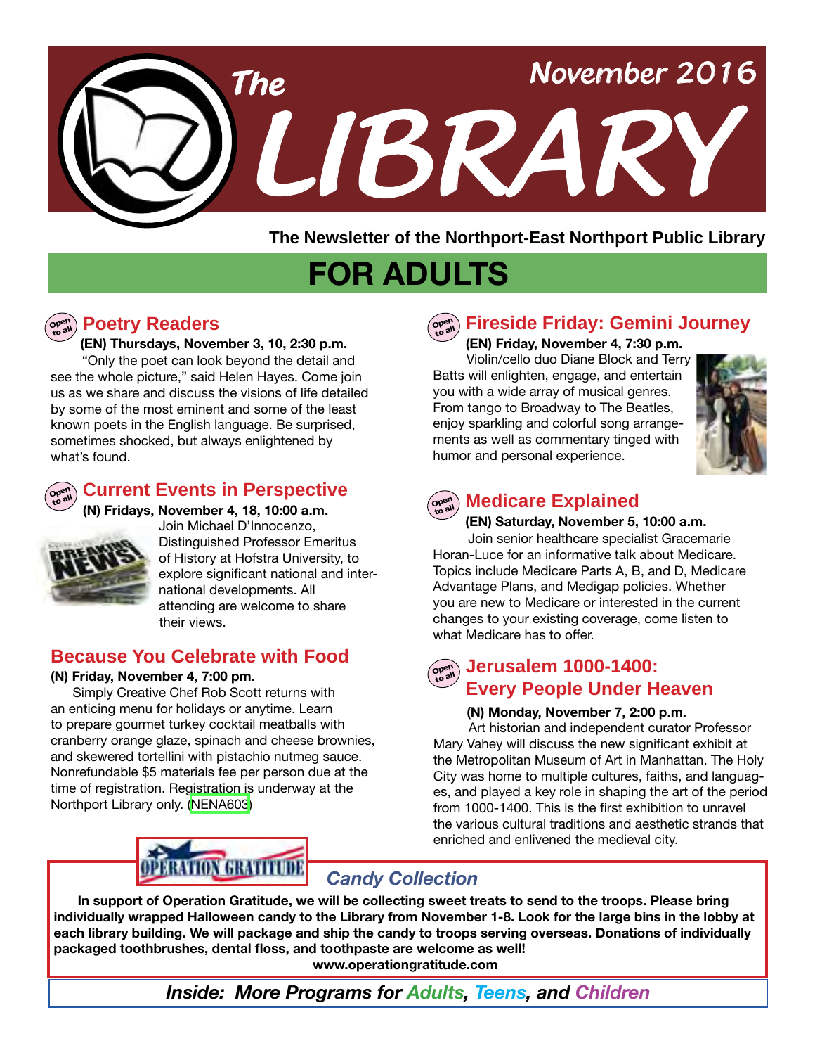# The LIBRARY

November 2016

**The Newsletter of the Northport-East Northport Public Library**

## FOR ADULTS

### Poetry Readers

**(EN) Thursdays, November 3, 10, 2:30 p.m.**

"Only the poet can look beyond the detail and see the whole picture," said Helen Hayes. Come join us as we share and discuss the visions of life detailed by some of the most eminent and some of the least known poets in the English language. Be surprised, sometimes shocked, but always enlightened by what's found.

### Current Events in Perspective

**(N) Fridays, November 4, 18, 10:00 a.m.**

Join Michael D'Innocenzo, Distinguished Professor Emeritus of History at Hofstra University, to explore significant national and international developments. All attending are welcome to share their views.

### Because You Celebrate with Food

**(N) Friday, November 4, 7:00 pm.**

Simply Creative Chef Rob Scott returns with an enticing menu for holidays or anytime. Learn to prepare gourmet turkey cocktail meatballs with cranberry orange glaze, spinach and cheese brownies, and skewered tortellini with pistachio nutmeg sauce. Nonrefundable $5 materials fee per person due at the time of registration. Registration is underway at the Northport Library only. (NENA603)

### Fireside Friday: Gemini Journey

**(EN) Friday, November 4, 7:30 p.m.**

Violin/cello duo Diane Block and Terry Batts will enlighten, engage, and entertain you with a wide array of musical genres. From tango to Broadway to The Beatles, enjoy sparkling and colorful song arrangements as well as commentary tinged with humor and personal experience.

### Medicare Explained

**(EN) Saturday, November 5, 10:00 a.m.**

Join senior healthcare specialist Gracemarie Horan-Luce for an informative talk about Medicare. Topics include Medicare Parts A, B, and D, Medicare Advantage Plans, and Medigap policies. Whether you are new to Medicare or interested in the current changes to your existing coverage, come listen to what Medicare has to offer.

### Jerusalem 1000-1400: Every People Under Heaven

**(N) Monday, November 7, 2:00 p.m.**

Art historian and independent curator Professor Mary Vahey will discuss the new significant exhibit at the Metropolitan Museum of Art in Manhattan. The Holy City was home to multiple cultures, faiths, and languages, and played a key role in shaping the art of the period from 1000-1400. This is the first exhibition to unravel the various cultural traditions and aesthetic strands that enriched and enlivened the medieval city.

### *Candy Collection*

**In support of Operation Gratitude, we will be collecting sweet treats to send to the troops. Please bring individually wrapped Halloween candy to the Library from November 1-8. Look for the large bins in the lobby at each library building. We will package and ship the candy to troops serving overseas. Donations of individually packaged toothbrushes, dental floss, and toothpaste are welcome as well!**

**www.operationgratitude.com**

***Inside: More Programs for Adults, Teens, and Children***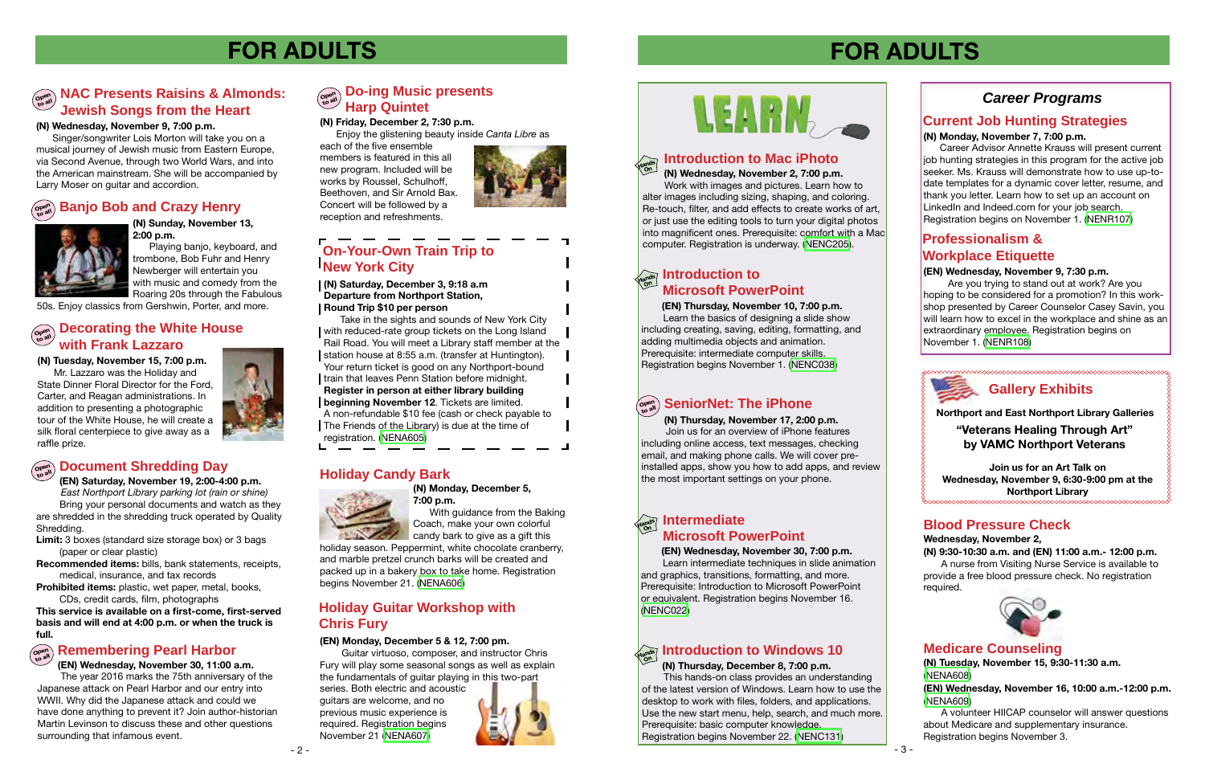# FOR ADULTS

## NAC Presents Raisins & Almonds: Jewish Songs from the Heart

**(N) Wednesday, November 9, 7:00 p.m.**

Singer/songwriter Lois Morton will take you on a musical journey of Jewish music from Eastern Europe, via Second Avenue, through two World Wars, and into the American mainstream. She will be accompanied by Larry Moser on guitar and accordion.

## Banjo Bob and Crazy Henry

**(N) Sunday, November 13, 2:00 p.m.**

Playing banjo, keyboard, and trombone, Bob Fuhr and Henry Newberger will entertain you with music and comedy from the Roaring 20s through the Fabulous 50s. Enjoy classics from Gershwin, Porter, and more.

## Decorating the White House with Frank Lazzaro

**(N) Tuesday, November 15, 7:00 p.m.**

Mr. Lazzaro was the Holiday and State Dinner Floral Director for the Ford, Carter, and Reagan administrations. In addition to presenting a photographic tour of the White House, he will create a silk floral centerpiece to give away as a raffle prize.

## Document Shredding Day

**(EN) Saturday, November 19, 2:00-4:00 p.m.**

*East Northport Library parking lot (rain or shine)*

Bring your personal documents and watch as they are shredded in the shredding truck operated by Quality Shredding.

**Limit:** 3 boxes (standard size storage box) or 3 bags (paper or clear plastic)

**Recommended items:** bills, bank statements, receipts, medical, insurance, and tax records

**Prohibited items:** plastic, wet paper, metal, books, CDs, credit cards, film, photographs

**This service is available on a first-come, first-served basis and will end at 4:00 p.m. or when the truck is full.**

## Remembering Pearl Harbor

**(EN) Wednesday, November 30, 11:00 a.m.**

The year 2016 marks the 75th anniversary of the Japanese attack on Pearl Harbor and our entry into WWII. Why did the Japanese attack and could we have done anything to prevent it? Join author-historian Martin Levinson to discuss these and other questions surrounding that infamous event.

## Do-ing Music presents Harp Quintet

**(N) Friday, December 2, 7:30 p.m.**

Enjoy the glistening beauty inside *Canta Libre* as each of the five ensemble members is featured in this all new program. Included will be works by Roussel, Schulhoff, Beethoven, and Sir Arnold Bax. Concert will be followed by a reception and refreshments.

## On-Your-Own Train Trip to New York City

**(N) Saturday, December 3, 9:18 a.m**
**Departure from Northport Station,**
**Round Trip $10 per person**

Take in the sights and sounds of New York City with reduced-rate group tickets on the Long Island Rail Road. You will meet a Library staff member at the station house at 8:55 a.m. (transfer at Huntington). Your return ticket is good on any Northport-bound train that leaves Penn Station before midnight. **Register in person at either library building beginning November 12.** Tickets are limited. A non-refundable $10 fee (cash or check payable to The Friends of the Library) is due at the time of registration. (NENA605)

## Holiday Candy Bark

**(N) Monday, December 5, 7:00 p.m.**

With guidance from the Baking Coach, make your own colorful candy bark to give as a gift this holiday season. Peppermint, white chocolate cranberry, and marble pretzel crunch barks will be created and packed up in a bakery box to take home. Registration begins November 21. (NENA606)

## Holiday Guitar Workshop with Chris Fury

**(EN) Monday, December 5 & 12, 7:00 pm.**

Guitar virtuoso, composer, and instructor Chris Fury will play some seasonal songs as well as explain the fundamentals of guitar playing in this two-part series. Both electric and acoustic guitars are welcome, and no previous music experience is required. Registration begins November 21 (NENA607)

# FOR ADULTS

# LEARN

## Introduction to Mac iPhoto

**(N) Wednesday, November 2, 7:00 p.m.**

Work with images and pictures. Learn how to alter images including sizing, shaping, and coloring. Re-touch, filter, and add effects to create works of art, or just use the editing tools to turn your digital photos into magnificent ones. Prerequisite: comfort with a Mac computer. Registration is underway. (NENC205)

## Introduction to Microsoft PowerPoint

**(EN) Thursday, November 10, 7:00 p.m.**

Learn the basics of designing a slide show including creating, saving, editing, formatting, and adding multimedia objects and animation. Prerequisite: intermediate computer skills. Registration begins November 1. (NENC038)

## SeniorNet: The iPhone

**(N) Thursday, November 17, 2:00 p.m.**

Join us for an overview of iPhone features including online access, text messages, checking email, and making phone calls. We will cover pre-installed apps, show you how to add apps, and review the most important settings on your phone.

## Intermediate Microsoft PowerPoint

**(EN) Wednesday, November 30, 7:00 p.m.**

Learn intermediate techniques in slide animation and graphics, transitions, formatting, and more. Prerequisite: Introduction to Microsoft PowerPoint or equivalent. Registration begins November 16. (NENC022)

## Introduction to Windows 10

**(N) Thursday, December 8, 7:00 p.m.**

This hands-on class provides an understanding of the latest version of Windows. Learn how to use the desktop to work with files, folders, and applications. Use the new start menu, help, search, and much more. Prerequisite: basic computer knowledge. Registration begins November 22. (NENC131)

## *Career Programs*

### Current Job Hunting Strategies

**(N) Monday, November 7, 7:00 p.m.**

Career Advisor Annette Krauss will present current job hunting strategies in this program for the active job seeker. Ms. Krauss will demonstrate how to use up-to-date templates for a dynamic cover letter, resume, and thank you letter. Learn how to set up an account on LinkedIn and Indeed.com for your job search. Registration begins on November 1. (NENR107)

### Professionalism & Workplace Etiquette

**(EN) Wednesday, November 9, 7:30 p.m.**

Are you trying to stand out at work? Are you hoping to be considered for a promotion? In this workshop presented by Career Counselor Casey Savin, you will learn how to excel in the workplace and shine as an extraordinary employee. Registration begins on November 1. (NENR108)

## Gallery Exhibits

**Northport and East Northport Library Galleries**

**"Veterans Healing Through Art" by VAMC Northport Veterans**

**Join us for an Art Talk on Wednesday, November 9, 6:30-9:00 pm at the Northport Library**

## Blood Pressure Check

**Wednesday, November 2,**
**(N) 9:30-10:30 a.m. and (EN) 11:00 a.m.- 12:00 p.m.**

A nurse from Visiting Nurse Service is available to provide a free blood pressure check. No registration required.

## Medicare Counseling

**(N) Tuesday, November 15, 9:30-11:30 a.m.** (NENA608)

**(EN) Wednesday, November 16, 10:00 a.m.-12:00 p.m.** (NENA609)

A volunteer HIICAP counselor will answer questions about Medicare and supplementary insurance. Registration begins November 3.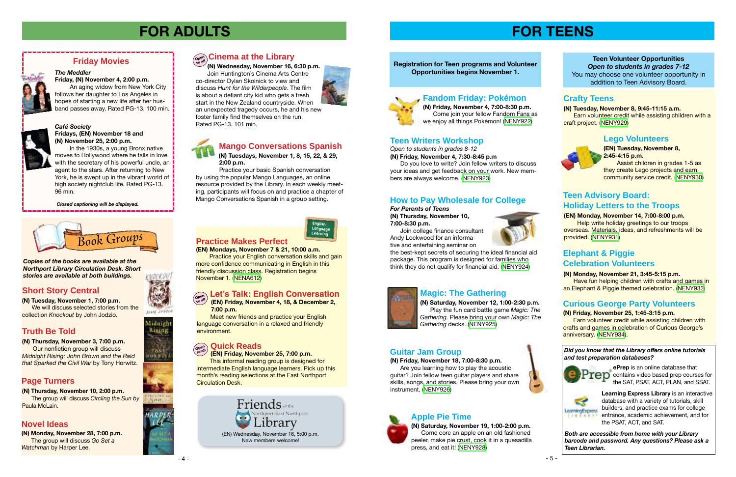# FOR ADULTS

## Friday Movies

***The Meddler***
**Friday, (N) November 4, 2:00 p.m.**
An aging widow from New York City follows her daughter to Los Angeles in hopes of starting a new life after her husband passes away. Rated PG-13. 100 min.

***Café Society***
**Fridays, (EN) November 18 and (N) November 25, 2:00 p.m.**
In the 1930s, a young Bronx native moves to Hollywood where he falls in love with the secretary of his powerful uncle, an agent to the stars. After returning to New York, he is swept up in the vibrant world of high society nightclub life. Rated PG-13. 96 min.

***Closed captioning will be displayed.***

## Book Groups

***Copies of the books are available at the Northport Library Circulation Desk. Short stories are available at both buildings.***

### Short Story Central

**(N) Tuesday, November 1, 7:00 p.m.**
We will discuss selected stories from the collection *Knockout* by John Jodzio.

### Truth Be Told

**(N) Thursday, November 3, 7:00 p.m.**
Our nonfiction group will discuss *Midnight Rising: John Brown and the Raid that Sparked the Civil War* by Tony Horwitz.

### Page Turners

**(N) Thursday, November 10, 2:00 p.m.**
The group will discuss *Circling the Sun* by Paula McLain.

### Novel Ideas

**(N) Monday, November 28, 7:00 p.m.**
The group will discuss *Go Set a Watchman* by Harper Lee.

## Cinema at the Library

Open to all

**(N) Wednesday, November 16, 6:30 p.m.**
Join Huntington's Cinema Arts Centre co-director Dylan Skolnick to view and discuss *Hunt for the Wilderpeople*. The film is about a defiant city kid who gets a fresh start in the New Zealand countryside. When an unexpected tragedy occurs, he and his new foster family find themselves on the run. Rated PG-13. 101 min.

## Mango Conversations Spanish

**(N) Tuesdays, November 1, 8, 15, 22, & 29, 2:00 p.m.**
Practice your basic Spanish conversation by using the popular Mango Languages, an online resource provided by the Library. In each weekly meeting, participants will focus on and practice a chapter of Mango Conversations Spanish in a group setting.

## English Language Learning

### Practice Makes Perfect

**(EN) Mondays, November 7 & 21, 10:00 a.m.**
Practice your English conversation skills and gain more confidence communicating in English in this friendly discussion class. Registration begins November 1. (NENA612)

### Let's Talk: English Conversation

Open to all

**(EN) Friday, November 4, 18, & December 2, 7:00 p.m.**
Meet new friends and practice your English language conversation in a relaxed and friendly environment.

### Quick Reads

Open to all

**(EN) Friday, November 25, 7:00 p.m.**
This informal reading group is designed for intermediate English language learners. Pick up this month's reading selections at the East Northport Circulation Desk.

## Friends of the Northport-East Northport Library

(EN) Wednesday, November 16, 5:00 p.m.
New members welcome!

# FOR TEENS

**Registration for Teen programs and Volunteer Opportunities begins November 1.**

## Fandom Friday: Pokémon

**(N) Friday, November 4, 7:00-8:30 p.m.**
Come join your fellow Fandom Fans as we enjoy all things Pokémon! (NENY922)

## Teen Writers Workshop

*Open to students in grades 8-12*
**(N) Friday, November 4, 7:30-8:45 p.m**
Do you love to write? Join fellow writers to discuss your ideas and get feedback on your work. New members are always welcome. (NENY923)

## How to Pay Wholesale for College

***For Parents of Teens***
**(N) Thursday, November 10, 7:00-8:30 p.m.**
Join college finance consultant Andy Lockwood for an informative and entertaining seminar on the best-kept secrets of securing the ideal financial aid package. This program is designed for families who think they do not qualify for financial aid. (NENY924)

## Magic: The Gathering

**(N) Saturday, November 12, 1:00-2:30 p.m.**
Play the fun card battle game *Magic: The Gathering.* Please bring your own *Magic: The Gathering* decks. (NENY925)

## Guitar Jam Group

**(N) Friday, November 18, 7:00-8:30 p.m.**
Are you learning how to play the acoustic guitar? Join fellow teen guitar players and share skills, songs, and stories. Please bring your own instrument. (NENY926)

## Apple Pie Time

**(N) Saturday, November 19, 1:00-2:00 p.m.**
Come core an apple on an old fashioned peeler, make pie crust, cook it in a quesadilla press, and eat it! (NENY928)

## Teen Volunteer Opportunities

***Open to students in grades 7-12***
You may choose one volunteer opportunity in addition to Teen Advisory Board.

### Crafty Teens

**(N) Tuesday, November 8, 9:45-11:15 a.m.**
Earn volunteer credit while assisting children with a craft project. (NENY929)

### Lego Volunteers

**(EN) Tuesday, November 8, 2:45-4:15 p.m.**
Assist children in grades 1-5 as they create Lego projects and earn community service credit. (NENY930)

### Teen Advisory Board: Holiday Letters to the Troops

**(EN) Monday, November 14, 7:00-8:00 p.m.**
Help write holiday greetings to our troops overseas. Materials, ideas, and refreshments will be provided. (NENY931)

### Elephant & Piggie Celebration Volunteers

**(N) Monday, November 21, 3:45-5:15 p.m.**
Have fun helping children with crafts and games in an Elephant & Piggie themed celebration. (NENY933)

### Curious George Party Volunteers

**(N) Friday, November 25, 1:45-3:15 p.m.**
Earn volunteer credit while assisting children with crafts and games in celebration of Curious George's anniversary. (NENY934).

***Did you know that the Library offers online tutorials and test preparation databases?***

**ePrep** is an online database that contains video based prep courses for the SAT, PSAT, ACT, PLAN, and SSAT.

**Learning Express Library** is an interactive database with a variety of tutorials, skill builders, and practice exams for college entrance, academic achievement, and for the PSAT, ACT, and SAT.

***Both are accessible from home with your Library barcode and password. Any questions? Please ask a Teen Librarian.***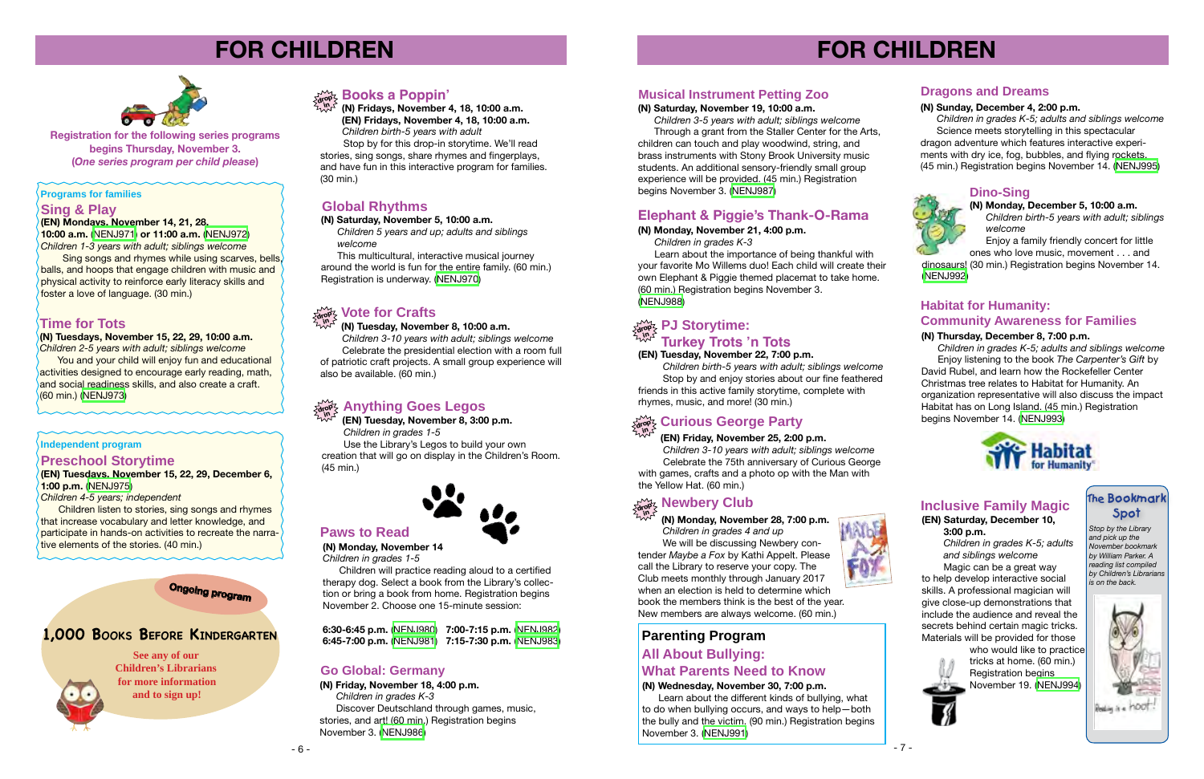# FOR CHILDREN

**Registration for the following series programs begins Thursday, November 3. (*One series program per child please*)**

**Programs for families**

## Sing & Play

**(EN) Mondays, November 14, 21, 28, 10:00 a.m. (NENJ971) or 11:00 a.m. (NENJ972)**
*Children 1-3 years with adult; siblings welcome*

Sing songs and rhymes while using scarves, bells, balls, and hoops that engage children with music and physical activity to reinforce early literacy skills and foster a love of language. (30 min.)

## Time for Tots

**(N) Tuesdays, November 15, 22, 29, 10:00 a.m.**
*Children 2-5 years with adult; siblings welcome*

You and your child will enjoy fun and educational activities designed to encourage early reading, math, and social readiness skills, and also create a craft. (60 min.) (NENJ973)

**Independent program**

## Preschool Storytime

**(EN) Tuesdays, November 15, 22, 29, December 6, 1:00 p.m. (NENJ975)**
*Children 4-5 years; independent*

Children listen to stories, sing songs and rhymes that increase vocabulary and letter knowledge, and participate in hands-on activities to recreate the narrative elements of the stories. (40 min.)

Ongoing program

## 1,000 Books Before Kindergarten

**See any of our Children's Librarians for more information and to sign up!**

## Books a Poppin'

drop in

**(N) Fridays, November 4, 18, 10:00 a.m.**
**(EN) Fridays, November 4, 18, 10:00 a.m.**
*Children birth-5 years with adult*

Stop by for this drop-in storytime. We'll read stories, sing songs, share rhymes and fingerplays, and have fun in this interactive program for families. (30 min.)

## Global Rhythms

**(N) Saturday, November 5, 10:00 a.m.**
*Children 5 years and up; adults and siblings welcome*

This multicultural, interactive musical journey around the world is fun for the entire family. (60 min.) Registration is underway. (NENJ970)

## Vote for Crafts

drop in

**(N) Tuesday, November 8, 10:00 a.m.**
*Children 3-10 years with adult; siblings welcome*

Celebrate the presidential election with a room full of patriotic craft projects. A small group experience will also be available. (60 min.)

## Anything Goes Legos

drop in

**(EN) Tuesday, November 8, 3:00 p.m.**
*Children in grades 1-5*

Use the Library's Legos to build your own creation that will go on display in the Children's Room. (45 min.)

## Paws to Read

**(N) Monday, November 14**
*Children in grades 1-5*

Children will practice reading aloud to a certified therapy dog. Select a book from the Library's collection or bring a book from home. Registration begins November 2. Choose one 15-minute session:

**6:30-6:45 p.m.** (NENJ980) **7:00-7:15 p.m.** (NENJ982)
**6:45-7:00 p.m.** (NENJ981) **7:15-7:30 p.m.** (NENJ983)

## Go Global: Germany

**(N) Friday, November 18, 4:00 p.m.**
*Children in grades K-3*

Discover Deutschland through games, music, stories, and art. (60 min.) Registration begins November 3. (NENJ986)

## Musical Instrument Petting Zoo

**(N) Saturday, November 19, 10:00 a.m.**
*Children 3-5 years with adult; siblings welcome*

Through a grant from the Staller Center for the Arts, children can touch and play woodwind, string, and brass instruments with Stony Brook University music students. An additional sensory-friendly small group experience will be provided. (45 min.) Registration begins November 3. (NENJ987)

## Elephant & Piggie's Thank-O-Rama

**(N) Monday, November 21, 4:00 p.m.**
*Children in grades K-3*

Learn about the importance of being thankful with your favorite Mo Willems duo! Each child will create their own Elephant & Piggie themed placemat to take home. (60 min.) Registration begins November 3. (NENJ988)

## PJ Storytime: Turkey Trots 'n Tots

drop in

**(EN) Tuesday, November 22, 7:00 p.m.**
*Children birth-5 years with adult; siblings welcome*

Stop by and enjoy stories about our fine feathered friends in this active family storytime, complete with rhymes, music, and more! (30 min.)

## Curious George Party

drop in

**(EN) Friday, November 25, 2:00 p.m.**
*Children 3-10 years with adult; siblings welcome*

Celebrate the 75th anniversary of Curious George with games, crafts and a photo op with the Man with the Yellow Hat. (60 min.)

## Newbery Club

drop in

**(N) Monday, November 28, 7:00 p.m.**
*Children in grades 4 and up*

We will be discussing Newbery contender *Maybe a Fox* by Kathi Appelt. Please call the Library to reserve your copy. The Club meets monthly through January 2017 when an election is held to determine which book the members think is the best of the year. New members are always welcome. (60 min.)

## Parenting Program
## All About Bullying: What Parents Need to Know

**(N) Wednesday, November 30, 7:00 p.m.**

Learn about the different kinds of bullying, what to do when bullying occurs, and ways to help—both the bully and the victim. (90 min.) Registration begins November 3. (NENJ991)

## Dragons and Dreams

**(N) Sunday, December 4, 2:00 p.m.**
*Children in grades K-5; adults and siblings welcome*

Science meets storytelling in this spectacular dragon adventure which features interactive experiments with dry ice, fog, bubbles, and flying rockets. (45 min.) Registration begins November 14. (NENJ995)

## Dino-Sing

**(N) Monday, December 5, 10:00 a.m.**
*Children birth-5 years with adult; siblings welcome*

Enjoy a family friendly concert for little ones who love music, movement . . . and dinosaurs! (30 min.) Registration begins November 14. (NENJ992)

## Habitat for Humanity: Community Awareness for Families

**(N) Thursday, December 8, 7:00 p.m.**
*Children in grades K-5; adults and siblings welcome*

Enjoy listening to the book *The Carpenter's Gift* by David Rubel, and learn how the Rockefeller Center Christmas tree relates to Habitat for Humanity. An organization representative will also discuss the impact Habitat has on Long Island. (45 min.) Registration begins November 14. (NENJ993)

## Inclusive Family Magic

**(EN) Saturday, December 10, 3:00 p.m.**
*Children in grades K-5; adults and siblings welcome*

Magic can be a great way to help develop interactive social skills. A professional magician will give close-up demonstrations that include the audience and reveal the secrets behind certain magic tricks. Materials will be provided for those who would like to practice tricks at home. (60 min.) Registration begins November 19. (NENJ994)

## The Bookmark Spot

*Stop by the Library and pick up the November bookmark by William Parker. A reading list compiled by Children's Librarians is on the back.*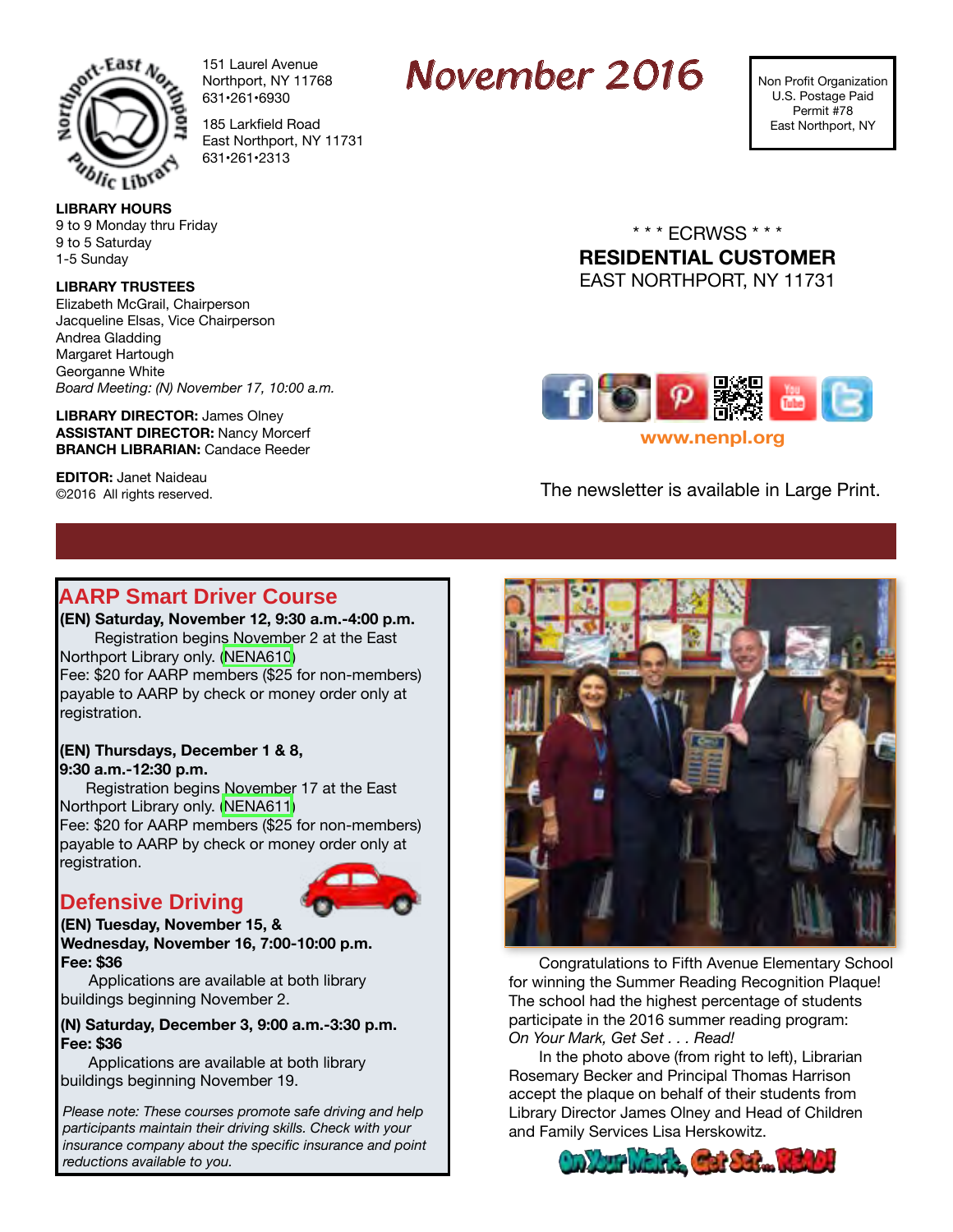151 Laurel Avenue
Northport, NY 11768
631•261•6930

185 Larkfield Road
East Northport, NY 11731
631•261•2313

# November 2016

Non Profit Organization
U.S. Postage Paid
Permit #78
East Northport, NY

**LIBRARY HOURS**
9 to 9 Monday thru Friday
9 to 5 Saturday
1-5 Sunday

**LIBRARY TRUSTEES**
Elizabeth McGrail, Chairperson
Jacqueline Elsas, Vice Chairperson
Andrea Gladding
Margaret Hartough
Georganne White
*Board Meeting: (N) November 17, 10:00 a.m.*

**LIBRARY DIRECTOR:** James Olney
**ASSISTANT DIRECTOR:** Nancy Morcerf
**BRANCH LIBRARIAN:** Candace Reeder

**EDITOR:** Janet Naideau
©2016 All rights reserved.

\* \* \* ECRWSS \* \* \*
**RESIDENTIAL CUSTOMER**
EAST NORTHPORT, NY 11731

www.nenpl.org

The newsletter is available in Large Print.

## AARP Smart Driver Course

**(EN) Saturday, November 12, 9:30 a.m.-4:00 p.m.**
Registration begins November 2 at the East Northport Library only. (NENA610)
Fee: $20 for AARP members ($25 for non-members) payable to AARP by check or money order only at registration.

**(EN) Thursdays, December 1 & 8, 9:30 a.m.-12:30 p.m.**
Registration begins November 17 at the East Northport Library only. (NENA611)
Fee: $20 for AARP members ($25 for non-members) payable to AARP by check or money order only at registration.

## Defensive Driving

**(EN) Tuesday, November 15, & Wednesday, November 16, 7:00-10:00 p.m.**
**Fee: $36**
Applications are available at both library buildings beginning November 2.

**(N) Saturday, December 3, 9:00 a.m.-3:30 p.m.**
**Fee: $36**
Applications are available at both library buildings beginning November 19.

*Please note: These courses promote safe driving and help participants maintain their driving skills. Check with your insurance company about the specific insurance and point reductions available to you.*

Congratulations to Fifth Avenue Elementary School for winning the Summer Reading Recognition Plaque! The school had the highest percentage of students participate in the 2016 summer reading program: *On Your Mark, Get Set . . . Read!*

In the photo above (from right to left), Librarian Rosemary Becker and Principal Thomas Harrison accept the plaque on behalf of their students from Library Director James Olney and Head of Children and Family Services Lisa Herskowitz.

On Your Mark, Get Set... READ!